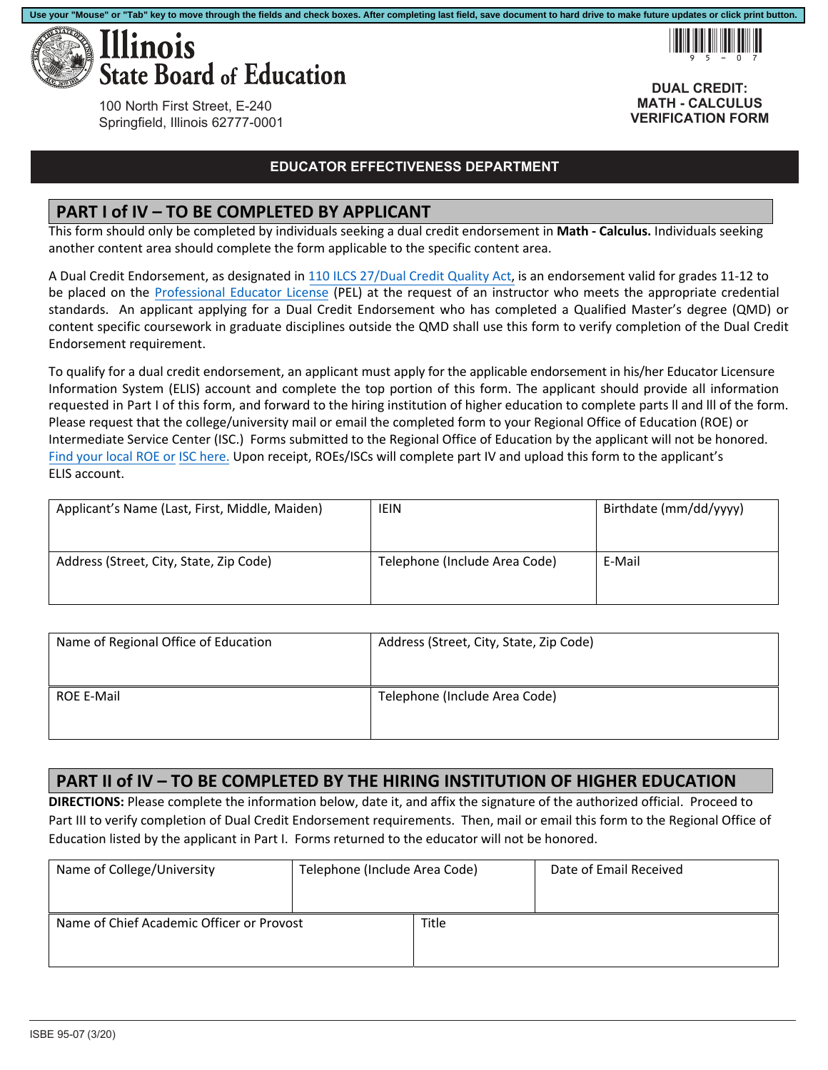Use your "Mouse" or "Tab" key to move through the fields and check boxes. After completing last field, save document to hard drive to make future updates or click print button.

# Illinois State Board of Education

100 North First Street, E-240
Springfield, Illinois 62777-0001

**DUAL CREDIT: MATH - CALCULUS VERIFICATION FORM**

**EDUCATOR EFFECTIVENESS DEPARTMENT**

## PART I of IV – TO BE COMPLETED BY APPLICANT

This form should only be completed by individuals seeking a dual credit endorsement in **Math - Calculus.** Individuals seeking another content area should complete the form applicable to the specific content area.

A Dual Credit Endorsement, as designated in 110 ILCS 27/Dual Credit Quality Act, is an endorsement valid for grades 11-12 to be placed on the Professional Educator License (PEL) at the request of an instructor who meets the appropriate credential standards. An applicant applying for a Dual Credit Endorsement who has completed a Qualified Master's degree (QMD) or content specific coursework in graduate disciplines outside the QMD shall use this form to verify completion of the Dual Credit Endorsement requirement.

To qualify for a dual credit endorsement, an applicant must apply for the applicable endorsement in his/her Educator Licensure Information System (ELIS) account and complete the top portion of this form. The applicant should provide all information requested in Part I of this form, and forward to the hiring institution of higher education to complete parts ll and lll of the form. Please request that the college/university mail or email the completed form to your Regional Office of Education (ROE) or Intermediate Service Center (ISC.) Forms submitted to the Regional Office of Education by the applicant will not be honored. Find your local ROE or ISC here. Upon receipt, ROEs/ISCs will complete part IV and upload this form to the applicant's ELIS account.

| Applicant's Name (Last, First, Middle, Maiden) | IEIN | Birthdate (mm/dd/yyyy) |
|---|---|---|
| Address (Street, City, State, Zip Code) | Telephone (Include Area Code) | E-Mail |

| Name of Regional Office of Education | Address (Street, City, State, Zip Code) |
|---|---|
| ROE E-Mail | Telephone (Include Area Code) |

## PART II of IV – TO BE COMPLETED BY THE HIRING INSTITUTION OF HIGHER EDUCATION

**DIRECTIONS:** Please complete the information below, date it, and affix the signature of the authorized official. Proceed to Part III to verify completion of Dual Credit Endorsement requirements. Then, mail or email this form to the Regional Office of Education listed by the applicant in Part I. Forms returned to the educator will not be honored.

| Name of College/University | Telephone (Include Area Code) | Date of Email Received |
|---|---|---|
| Name of Chief Academic Officer or Provost | Title | |

ISBE 95-07 (3/20)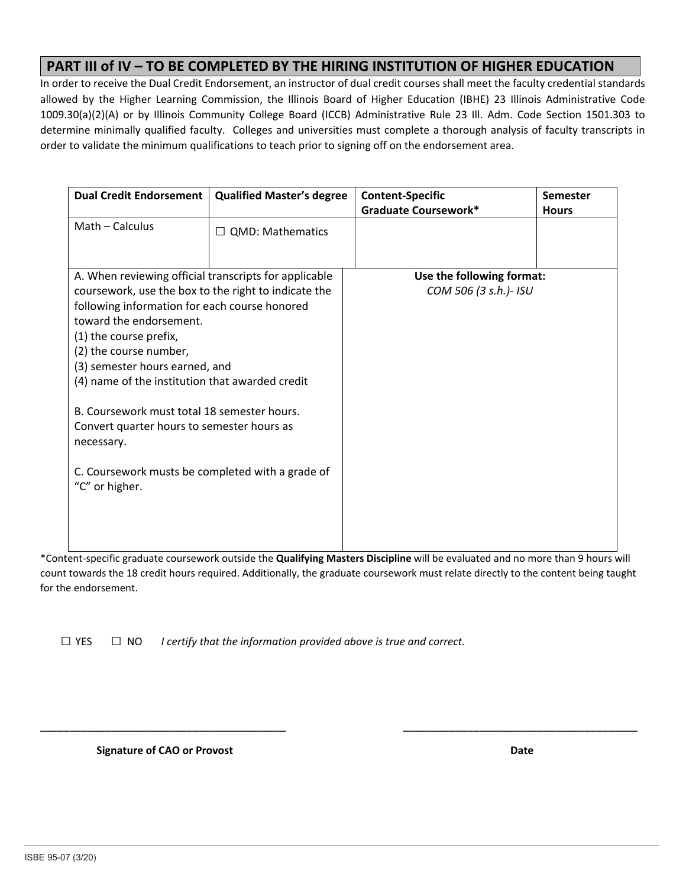## PART III of IV – TO BE COMPLETED BY THE HIRING INSTITUTION OF HIGHER EDUCATION

In order to receive the Dual Credit Endorsement, an instructor of dual credit courses shall meet the faculty credential standards allowed by the Higher Learning Commission, the Illinois Board of Higher Education (IBHE) 23 Illinois Administrative Code 1009.30(a)(2)(A) or by Illinois Community College Board (ICCB) Administrative Rule 23 Ill. Adm. Code Section 1501.303 to determine minimally qualified faculty. Colleges and universities must complete a thorough analysis of faculty transcripts in order to validate the minimum qualifications to teach prior to signing off on the endorsement area.

| Dual Credit Endorsement | Qualified Master's degree | Content-Specific Graduate Coursework* | Semester Hours |
|---|---|---|---|
| Math – Calculus | ☐ QMD: Mathematics | | |
| A. When reviewing official transcripts for applicable coursework, use the box to the right to indicate the following information for each course honored toward the endorsement.<br>(1) the course prefix,<br>(2) the course number,<br>(3) semester hours earned, and<br>(4) name of the institution that awarded credit<br><br>B. Coursework must total 18 semester hours. Convert quarter hours to semester hours as necessary.<br><br>C. Coursework musts be completed with a grade of "C" or higher. | | **Use the following format:**<br>*COM 506 (3 s.h.)- ISU* | |

*Content-specific graduate coursework outside the **Qualifying Masters Discipline** will be evaluated and no more than 9 hours will count towards the 18 credit hours required. Additionally, the graduate coursework must relate directly to the content being taught for the endorsement.

☐ YES ☐ NO *I certify that the information provided above is true and correct.*

\_\_\_\_\_\_\_\_\_\_\_\_\_\_\_\_\_\_\_\_\_\_\_\_\_\_\_\_\_\_\_\_\_\_\_\_\_\_\_\_ \_\_\_\_\_\_\_\_\_\_\_\_\_\_\_\_\_\_\_\_\_\_\_\_\_\_\_\_\_\_\_\_\_\_\_\_\_\_\_\_

**Signature of CAO or Provost** **Date**

ISBE 95-07 (3/20)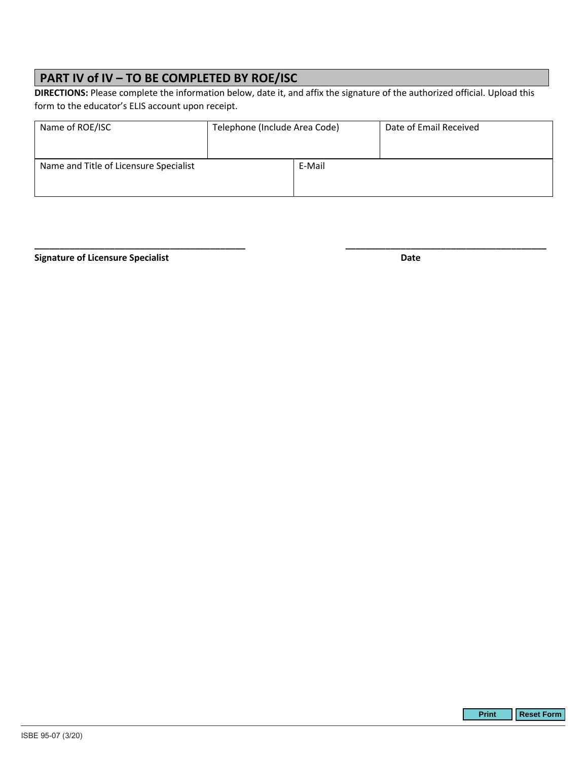## PART IV of IV – TO BE COMPLETED BY ROE/ISC

**DIRECTIONS:** Please complete the information below, date it, and affix the signature of the authorized official. Upload this form to the educator's ELIS account upon receipt.

| Name of ROE/ISC | Telephone (Include Area Code) | Date of Email Received |
|---|---|---|
| | | |

| Name and Title of Licensure Specialist | E-Mail |
|---|---|
| | |

_______________________________________ &nbsp;&nbsp;&nbsp;&nbsp; _______________________________________

**Signature of Licensure Specialist** &nbsp;&nbsp;&nbsp;&nbsp; **Date**

Print | Reset Form

ISBE 95-07 (3/20)